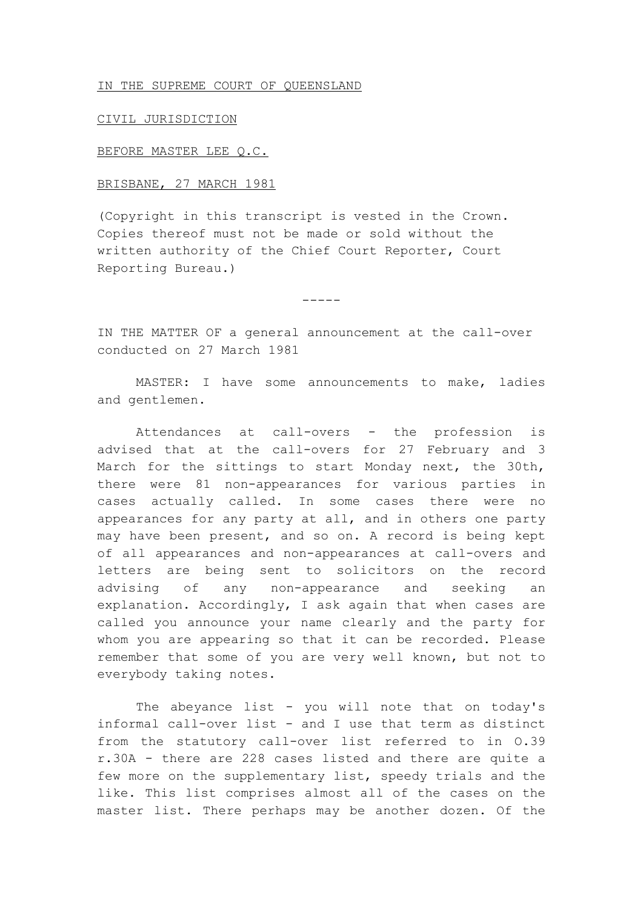IN THE SUPREME COURT OF QUEENSLAND

CIVIL JURISDICTION

BEFORE MASTER LEE Q.C.

BRISBANE, 27 MARCH 1981

(Copyright in this transcript is vested in the Crown. Copies thereof must not be made or sold without the written authority of the Chief Court Reporter, Court Reporting Bureau.)

-----

IN THE MATTER OF a general announcement at the call-over conducted on 27 March 1981

MASTER: I have some announcements to make, ladies and gentlemen.

Attendances at call-overs - the profession is advised that at the call-overs for 27 February and 3 March for the sittings to start Monday next, the 30th, there were 81 non-appearances for various parties in cases actually called. In some cases there were no appearances for any party at all, and in others one party may have been present, and so on. A record is being kept of all appearances and non-appearances at call-overs and letters are being sent to solicitors on the record advising of any non-appearance and seeking an explanation. Accordingly, I ask again that when cases are called you announce your name clearly and the party for whom you are appearing so that it can be recorded. Please remember that some of you are very well known, but not to everybody taking notes.

The abeyance list - you will note that on today's informal call-over list - and I use that term as distinct from the statutory call-over list referred to in O.39 r.30A - there are 228 cases listed and there are quite a few more on the supplementary list, speedy trials and the like. This list comprises almost all of the cases on the master list. There perhaps may be another dozen. Of the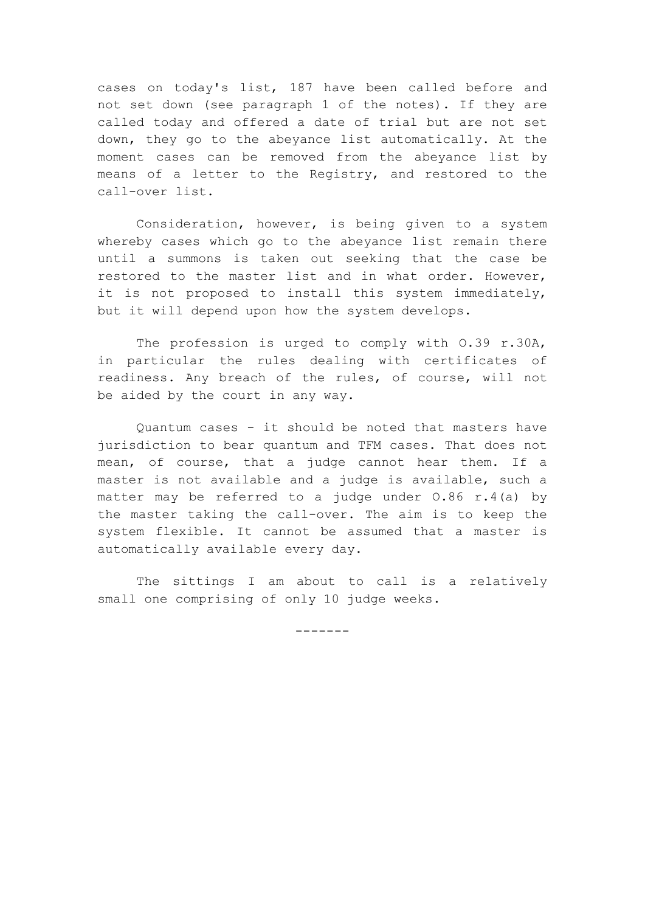cases on today's list, 187 have been called before and not set down (see paragraph 1 of the notes). If they are called today and offered a date of trial but are not set down, they go to the abeyance list automatically. At the moment cases can be removed from the abeyance list by means of a letter to the Registry, and restored to the call-over list.

Consideration, however, is being given to a system whereby cases which go to the abeyance list remain there until a summons is taken out seeking that the case be restored to the master list and in what order. However, it is not proposed to install this system immediately, but it will depend upon how the system develops.

The profession is urged to comply with O.39 r.30A, in particular the rules dealing with certificates of readiness. Any breach of the rules, of course, will not be aided by the court in any way.

Quantum cases - it should be noted that masters have jurisdiction to bear quantum and TFM cases. That does not mean, of course, that a judge cannot hear them. If a master is not available and a judge is available, such a matter may be referred to a judge under O.86 r.4(a) by the master taking the call-over. The aim is to keep the system flexible. It cannot be assumed that a master is automatically available every day.

The sittings I am about to call is a relatively small one comprising of only 10 judge weeks.

-------